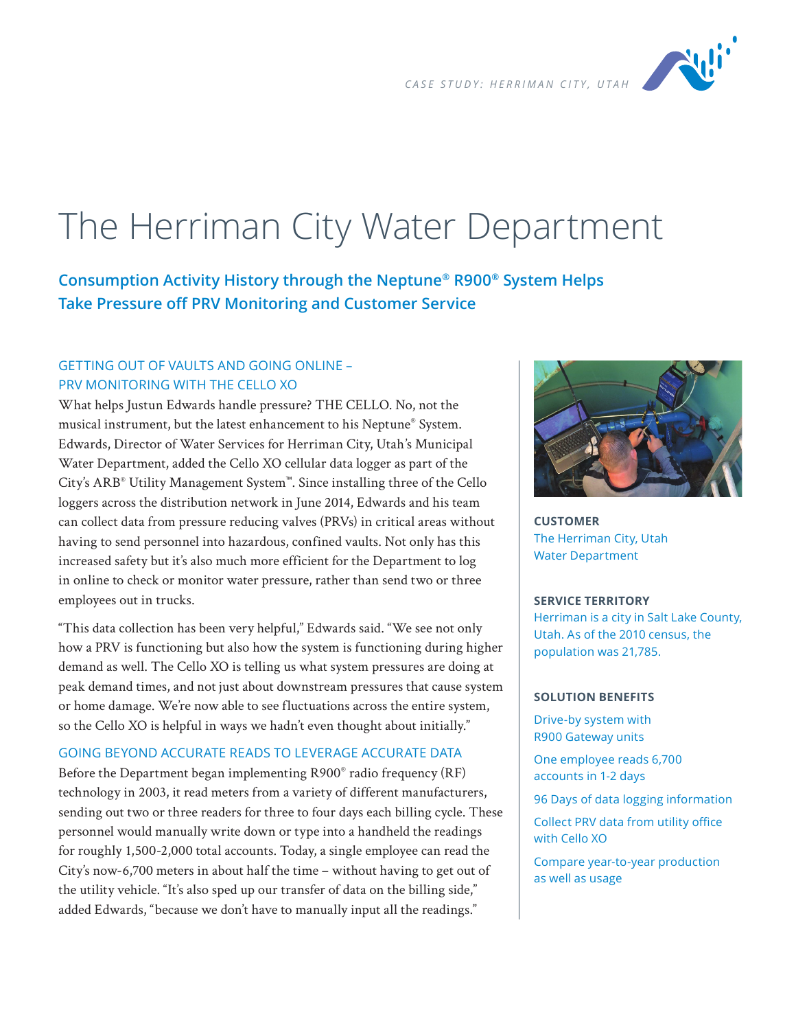CASE STUDY: HERRIMAN CITY, UTAH

# The Herriman City Water Department

## Consumption Activity History through the Neptune® R900® System Helps Take Pressure off PRV Monitoring and Customer Service

### GETTING OUT OF VAULTS AND GOING ONLINE – PRV MONITORING WITH THE CELLO XO

What helps Justun Edwards handle pressure? THE CELLO. No, not the musical instrument, but the latest enhancement to his Neptune® System. Edwards, Director of Water Services for Herriman City, Utah's Municipal Water Department, added the Cello XO cellular data logger as part of the City's ARB® Utility Management System™. Since installing three of the Cello loggers across the distribution network in June 2014, Edwards and his team can collect data from pressure reducing valves (PRVs) in critical areas without having to send personnel into hazardous, confined vaults. Not only has this increased safety but it's also much more efficient for the Department to log in online to check or monitor water pressure, rather than send two or three employees out in trucks.

"This data collection has been very helpful," Edwards said. "We see not only how a PRV is functioning but also how the system is functioning during higher demand as well. The Cello XO is telling us what system pressures are doing at peak demand times, and not just about downstream pressures that cause system or home damage. We're now able to see fluctuations across the entire system, so the Cello XO is helpful in ways we hadn't even thought about initially."

### GOING BEYOND ACCURATE READS TO LEVERAGE ACCURATE DATA

Before the Department began implementing R900® radio frequency (RF) technology in 2003, it read meters from a variety of different manufacturers, sending out two or three readers for three to four days each billing cycle. These personnel would manually write down or type into a handheld the readings for roughly 1,500-2,000 total accounts. Today, a single employee can read the City's now-6,700 meters in about half the time – without having to get out of the utility vehicle. "It's also sped up our transfer of data on the billing side," added Edwards, "because we don't have to manually input all the readings."

**CUSTOMER**

The Herriman City, Utah Water Department

**SERVICE TERRITORY**

Herriman is a city in Salt Lake County, Utah. As of the 2010 census, the population was 21,785.

**SOLUTION BENEFITS**

- Drive-by system with R900 Gateway units
- One employee reads 6,700 accounts in 1-2 days
- 96 Days of data logging information
- Collect PRV data from utility office with Cello XO
- Compare year-to-year production as well as usage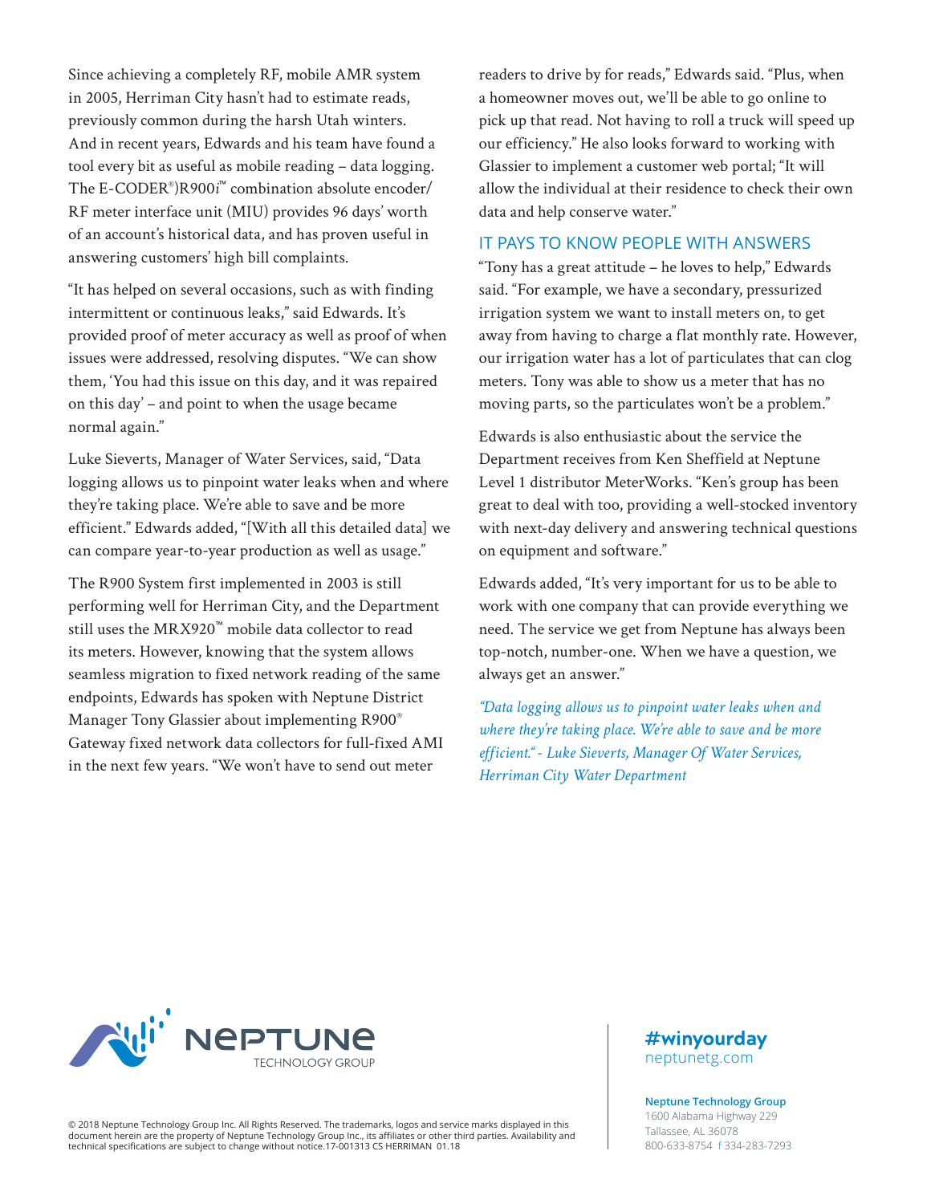Since achieving a completely RF, mobile AMR system in 2005, Herriman City hasn't had to estimate reads, previously common during the harsh Utah winters. And in recent years, Edwards and his team have found a tool every bit as useful as mobile reading – data logging. The E-CODER®)R900*i*™ combination absolute encoder/ RF meter interface unit (MIU) provides 96 days' worth of an account's historical data, and has proven useful in answering customers' high bill complaints.

"It has helped on several occasions, such as with finding intermittent or continuous leaks," said Edwards. It's provided proof of meter accuracy as well as proof of when issues were addressed, resolving disputes. "We can show them, 'You had this issue on this day, and it was repaired on this day' – and point to when the usage became normal again."

Luke Sieverts, Manager of Water Services, said, "Data logging allows us to pinpoint water leaks when and where they're taking place. We're able to save and be more efficient." Edwards added, "[With all this detailed data] we can compare year-to-year production as well as usage."

The R900 System first implemented in 2003 is still performing well for Herriman City, and the Department still uses the MRX920™ mobile data collector to read its meters. However, knowing that the system allows seamless migration to fixed network reading of the same endpoints, Edwards has spoken with Neptune District Manager Tony Glassier about implementing R900® Gateway fixed network data collectors for full-fixed AMI in the next few years. "We won't have to send out meter readers to drive by for reads," Edwards said. "Plus, when a homeowner moves out, we'll be able to go online to pick up that read. Not having to roll a truck will speed up our efficiency." He also looks forward to working with Glassier to implement a customer web portal; "It will allow the individual at their residence to check their own data and help conserve water."

## IT PAYS TO KNOW PEOPLE WITH ANSWERS

"Tony has a great attitude – he loves to help," Edwards said. "For example, we have a secondary, pressurized irrigation system we want to install meters on, to get away from having to charge a flat monthly rate. However, our irrigation water has a lot of particulates that can clog meters. Tony was able to show us a meter that has no moving parts, so the particulates won't be a problem."

Edwards is also enthusiastic about the service the Department receives from Ken Sheffield at Neptune Level 1 distributor MeterWorks. "Ken's group has been great to deal with too, providing a well-stocked inventory with next-day delivery and answering technical questions on equipment and software."

Edwards added, "It's very important for us to be able to work with one company that can provide everything we need. The service we get from Neptune has always been top-notch, number-one. When we have a question, we always get an answer."

*"Data logging allows us to pinpoint water leaks when and where they're taking place. We're able to save and be more efficient." - Luke Sieverts, Manager Of Water Services, Herriman City Water Department*

NEPTUNE TECHNOLOGY GROUP

**#winyourday**
neptunetg.com

**Neptune Technology Group**
1600 Alabama Highway 229
Tallassee, AL 36078
800-633-8754 f 334-283-7293

© 2018 Neptune Technology Group Inc. All Rights Reserved. The trademarks, logos and service marks displayed in this document herein are the property of Neptune Technology Group Inc., its affiliates or other third parties. Availability and technical specifications are subject to change without notice.17-001313 CS HERRIMAN 01.18